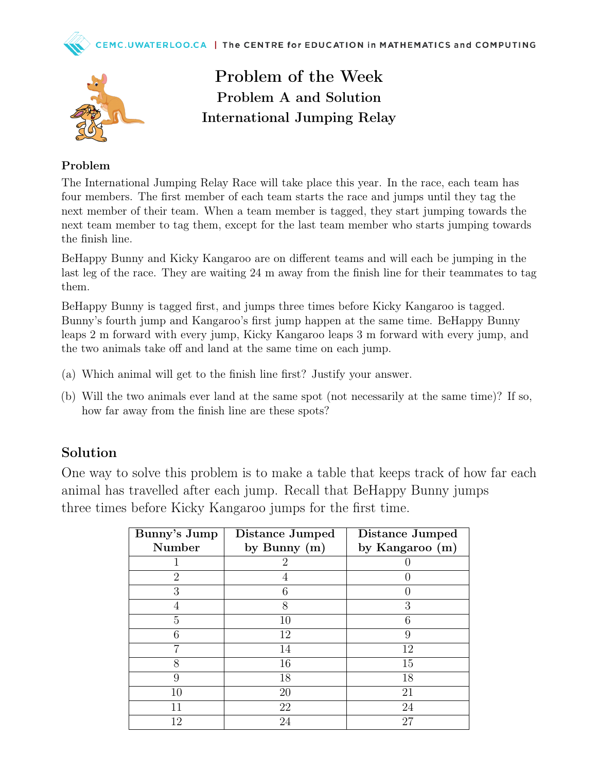# Problem of the Week

## Problem A and Solution

## International Jumping Relay

### Problem

The International Jumping Relay Race will take place this year. In the race, each team has four members. The first member of each team starts the race and jumps until they tag the next member of their team. When a team member is tagged, they start jumping towards the next team member to tag them, except for the last team member who starts jumping towards the finish line.

BeHappy Bunny and Kicky Kangaroo are on different teams and will each be jumping in the last leg of the race. They are waiting 24 m away from the finish line for their teammates to tag them.

BeHappy Bunny is tagged first, and jumps three times before Kicky Kangaroo is tagged. Bunny's fourth jump and Kangaroo's first jump happen at the same time. BeHappy Bunny leaps 2 m forward with every jump, Kicky Kangaroo leaps 3 m forward with every jump, and the two animals take off and land at the same time on each jump.

(a) Which animal will get to the finish line first? Justify your answer.

(b) Will the two animals ever land at the same spot (not necessarily at the same time)? If so, how far away from the finish line are these spots?

## Solution

One way to solve this problem is to make a table that keeps track of how far each animal has travelled after each jump. Recall that BeHappy Bunny jumps three times before Kicky Kangaroo jumps for the first time.

| Bunny's Jump Number | Distance Jumped by Bunny (m) | Distance Jumped by Kangaroo (m) |
|---|---|---|
| 1 | 2 | 0 |
| 2 | 4 | 0 |
| 3 | 6 | 0 |
| 4 | 8 | 3 |
| 5 | 10 | 6 |
| 6 | 12 | 9 |
| 7 | 14 | 12 |
| 8 | 16 | 15 |
| 9 | 18 | 18 |
| 10 | 20 | 21 |
| 11 | 22 | 24 |
| 12 | 24 | 27 |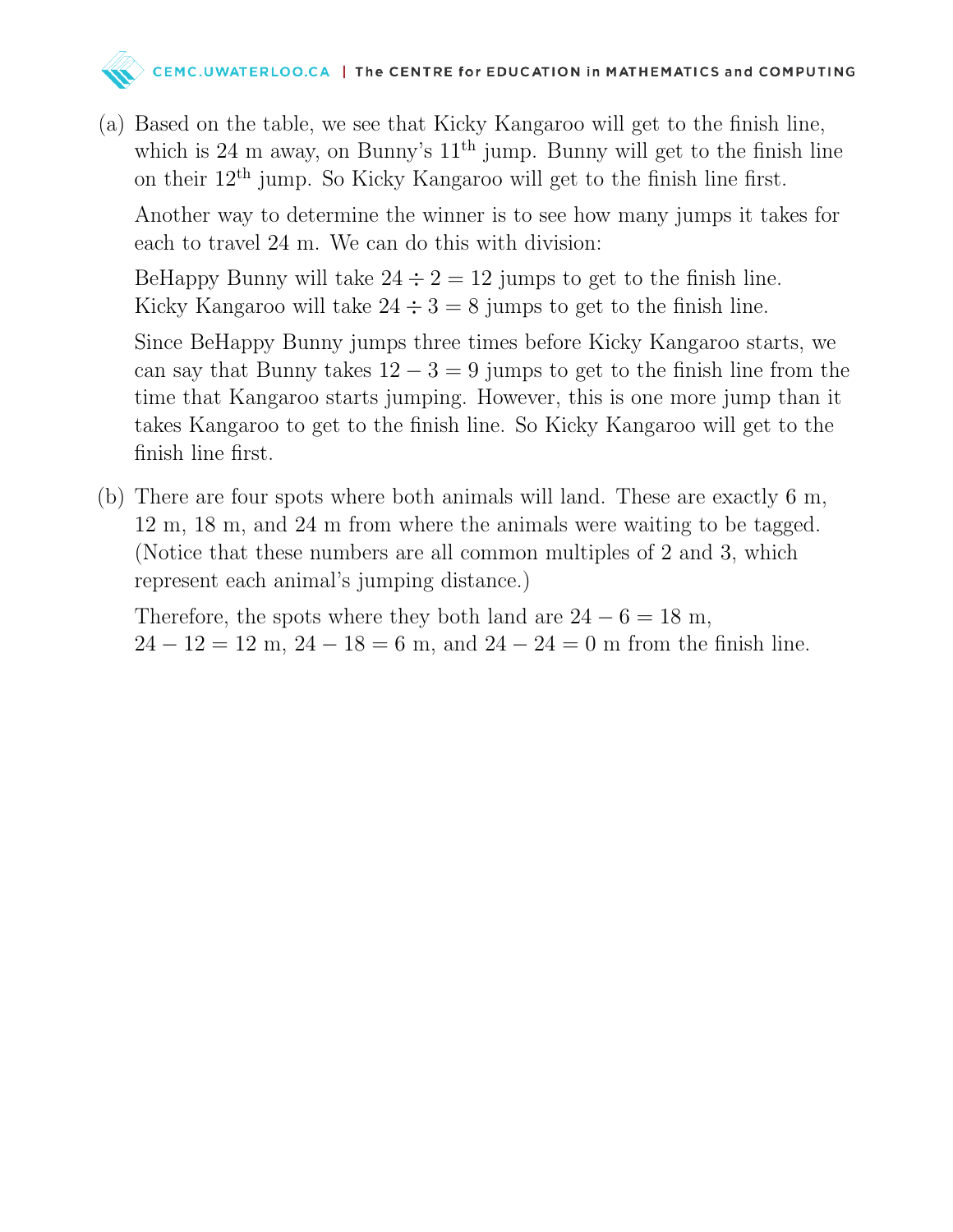(a) Based on the table, we see that Kicky Kangaroo will get to the finish line, which is 24 m away, on Bunny's $11^{\text{th}}$ jump. Bunny will get to the finish line on their $12^{\text{th}}$ jump. So Kicky Kangaroo will get to the finish line first.

Another way to determine the winner is to see how many jumps it takes for each to travel 24 m. We can do this with division:

BeHappy Bunny will take $24 \div 2 = 12$ jumps to get to the finish line.
Kicky Kangaroo will take $24 \div 3 = 8$ jumps to get to the finish line.

Since BeHappy Bunny jumps three times before Kicky Kangaroo starts, we can say that Bunny takes $12 - 3 = 9$ jumps to get to the finish line from the time that Kangaroo starts jumping. However, this is one more jump than it takes Kangaroo to get to the finish line. So Kicky Kangaroo will get to the finish line first.

(b) There are four spots where both animals will land. These are exactly 6 m, 12 m, 18 m, and 24 m from where the animals were waiting to be tagged. (Notice that these numbers are all common multiples of 2 and 3, which represent each animal's jumping distance.)

Therefore, the spots where they both land are $24 - 6 = 18$ m, $24 - 12 = 12$ m, $24 - 18 = 6$ m, and $24 - 24 = 0$ m from the finish line.